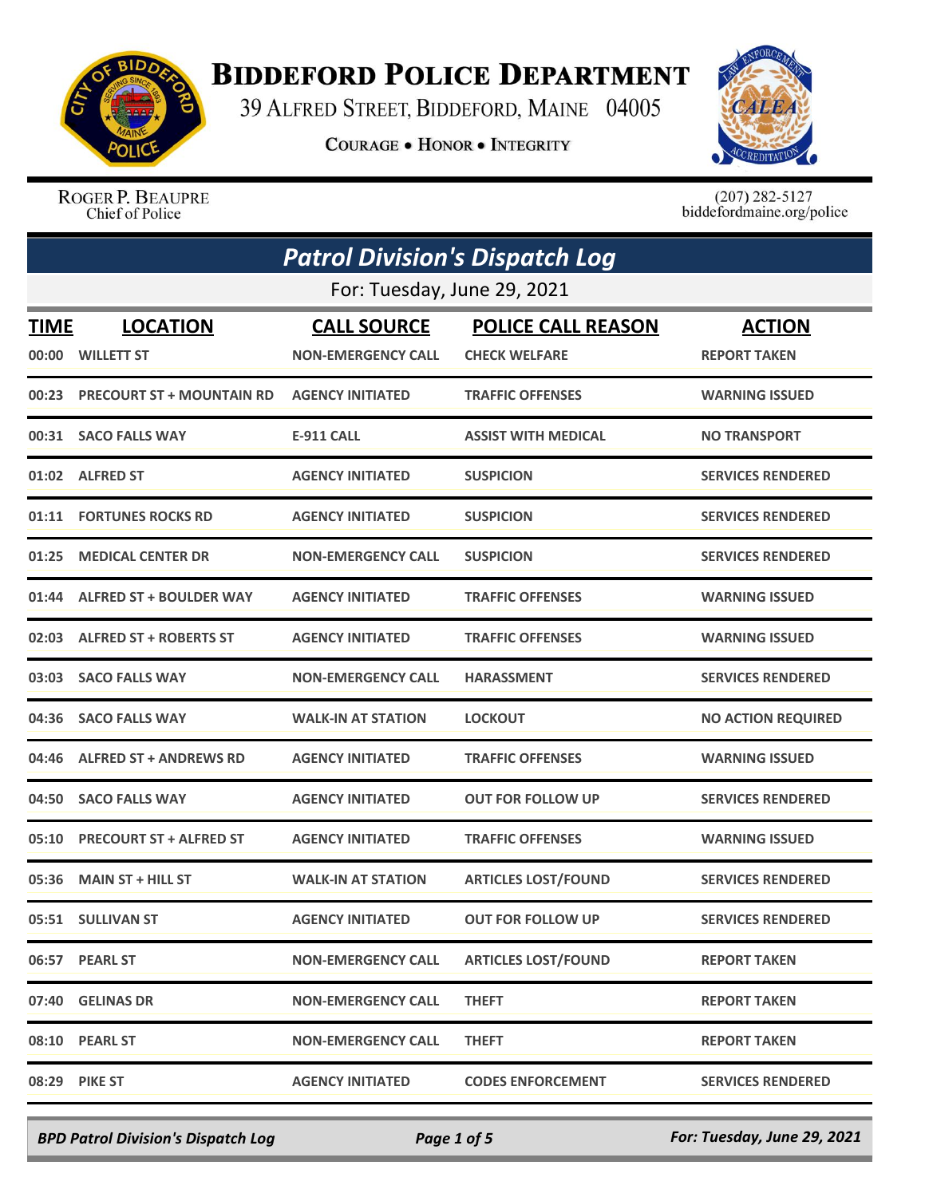# Biddeford Police Department

39 Alfred Street, Biddeford, Maine 04005

Courage • Honor • Integrity

Roger P. Beaupre
Chief of Police

(207) 282-5127
biddefordmaine.org/police

## Patrol Division's Dispatch Log

For: Tuesday, June 29, 2021

| TIME | LOCATION | CALL SOURCE | POLICE CALL REASON | ACTION |
|---|---|---|---|---|
| 00:00 | WILLETT ST | NON-EMERGENCY CALL | CHECK WELFARE | REPORT TAKEN |
| 00:23 | PRECOURT ST + MOUNTAIN RD | AGENCY INITIATED | TRAFFIC OFFENSES | WARNING ISSUED |
| 00:31 | SACO FALLS WAY | E-911 CALL | ASSIST WITH MEDICAL | NO TRANSPORT |
| 01:02 | ALFRED ST | AGENCY INITIATED | SUSPICION | SERVICES RENDERED |
| 01:11 | FORTUNES ROCKS RD | AGENCY INITIATED | SUSPICION | SERVICES RENDERED |
| 01:25 | MEDICAL CENTER DR | NON-EMERGENCY CALL | SUSPICION | SERVICES RENDERED |
| 01:44 | ALFRED ST + BOULDER WAY | AGENCY INITIATED | TRAFFIC OFFENSES | WARNING ISSUED |
| 02:03 | ALFRED ST + ROBERTS ST | AGENCY INITIATED | TRAFFIC OFFENSES | WARNING ISSUED |
| 03:03 | SACO FALLS WAY | NON-EMERGENCY CALL | HARASSMENT | SERVICES RENDERED |
| 04:36 | SACO FALLS WAY | WALK-IN AT STATION | LOCKOUT | NO ACTION REQUIRED |
| 04:46 | ALFRED ST + ANDREWS RD | AGENCY INITIATED | TRAFFIC OFFENSES | WARNING ISSUED |
| 04:50 | SACO FALLS WAY | AGENCY INITIATED | OUT FOR FOLLOW UP | SERVICES RENDERED |
| 05:10 | PRECOURT ST + ALFRED ST | AGENCY INITIATED | TRAFFIC OFFENSES | WARNING ISSUED |
| 05:36 | MAIN ST + HILL ST | WALK-IN AT STATION | ARTICLES LOST/FOUND | SERVICES RENDERED |
| 05:51 | SULLIVAN ST | AGENCY INITIATED | OUT FOR FOLLOW UP | SERVICES RENDERED |
| 06:57 | PEARL ST | NON-EMERGENCY CALL | ARTICLES LOST/FOUND | REPORT TAKEN |
| 07:40 | GELINAS DR | NON-EMERGENCY CALL | THEFT | REPORT TAKEN |
| 08:10 | PEARL ST | NON-EMERGENCY CALL | THEFT | REPORT TAKEN |
| 08:29 | PIKE ST | AGENCY INITIATED | CODES ENFORCEMENT | SERVICES RENDERED |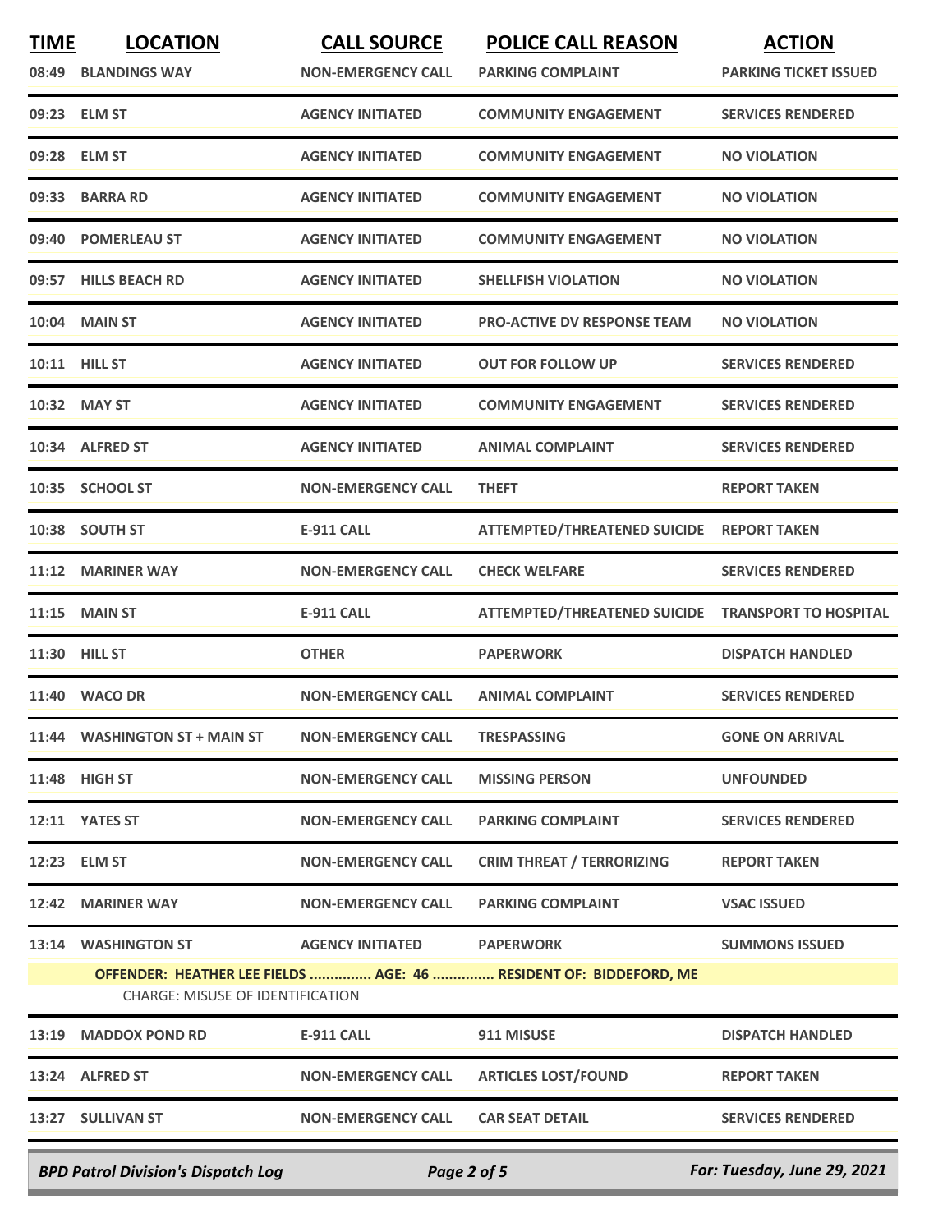| TIME | LOCATION | CALL SOURCE | POLICE CALL REASON | ACTION |
|---|---|---|---|---|
| 08:49 | BLANDINGS WAY | NON-EMERGENCY CALL | PARKING COMPLAINT | PARKING TICKET ISSUED |
| 09:23 | ELM ST | AGENCY INITIATED | COMMUNITY ENGAGEMENT | SERVICES RENDERED |
| 09:28 | ELM ST | AGENCY INITIATED | COMMUNITY ENGAGEMENT | NO VIOLATION |
| 09:33 | BARRA RD | AGENCY INITIATED | COMMUNITY ENGAGEMENT | NO VIOLATION |
| 09:40 | POMERLEAU ST | AGENCY INITIATED | COMMUNITY ENGAGEMENT | NO VIOLATION |
| 09:57 | HILLS BEACH RD | AGENCY INITIATED | SHELLFISH VIOLATION | NO VIOLATION |
| 10:04 | MAIN ST | AGENCY INITIATED | PRO-ACTIVE DV RESPONSE TEAM | NO VIOLATION |
| 10:11 | HILL ST | AGENCY INITIATED | OUT FOR FOLLOW UP | SERVICES RENDERED |
| 10:32 | MAY ST | AGENCY INITIATED | COMMUNITY ENGAGEMENT | SERVICES RENDERED |
| 10:34 | ALFRED ST | AGENCY INITIATED | ANIMAL COMPLAINT | SERVICES RENDERED |
| 10:35 | SCHOOL ST | NON-EMERGENCY CALL | THEFT | REPORT TAKEN |
| 10:38 | SOUTH ST | E-911 CALL | ATTEMPTED/THREATENED SUICIDE | REPORT TAKEN |
| 11:12 | MARINER WAY | NON-EMERGENCY CALL | CHECK WELFARE | SERVICES RENDERED |
| 11:15 | MAIN ST | E-911 CALL | ATTEMPTED/THREATENED SUICIDE | TRANSPORT TO HOSPITAL |
| 11:30 | HILL ST | OTHER | PAPERWORK | DISPATCH HANDLED |
| 11:40 | WACO DR | NON-EMERGENCY CALL | ANIMAL COMPLAINT | SERVICES RENDERED |
| 11:44 | WASHINGTON ST + MAIN ST | NON-EMERGENCY CALL | TRESPASSING | GONE ON ARRIVAL |
| 11:48 | HIGH ST | NON-EMERGENCY CALL | MISSING PERSON | UNFOUNDED |
| 12:11 | YATES ST | NON-EMERGENCY CALL | PARKING COMPLAINT | SERVICES RENDERED |
| 12:23 | ELM ST | NON-EMERGENCY CALL | CRIM THREAT / TERRORIZING | REPORT TAKEN |
| 12:42 | MARINER WAY | NON-EMERGENCY CALL | PARKING COMPLAINT | VSAC ISSUED |
| 13:14 | WASHINGTON ST | AGENCY INITIATED | PAPERWORK | SUMMONS ISSUED |
| | OFFENDER: HEATHER LEE FIELDS ............... AGE: 46 ............... RESIDENT OF: BIDDEFORD, ME<br>CHARGE: MISUSE OF IDENTIFICATION | | | |
| 13:19 | MADDOX POND RD | E-911 CALL | 911 MISUSE | DISPATCH HANDLED |
| 13:24 | ALFRED ST | NON-EMERGENCY CALL | ARTICLES LOST/FOUND | REPORT TAKEN |
| 13:27 | SULLIVAN ST | NON-EMERGENCY CALL | CAR SEAT DETAIL | SERVICES RENDERED |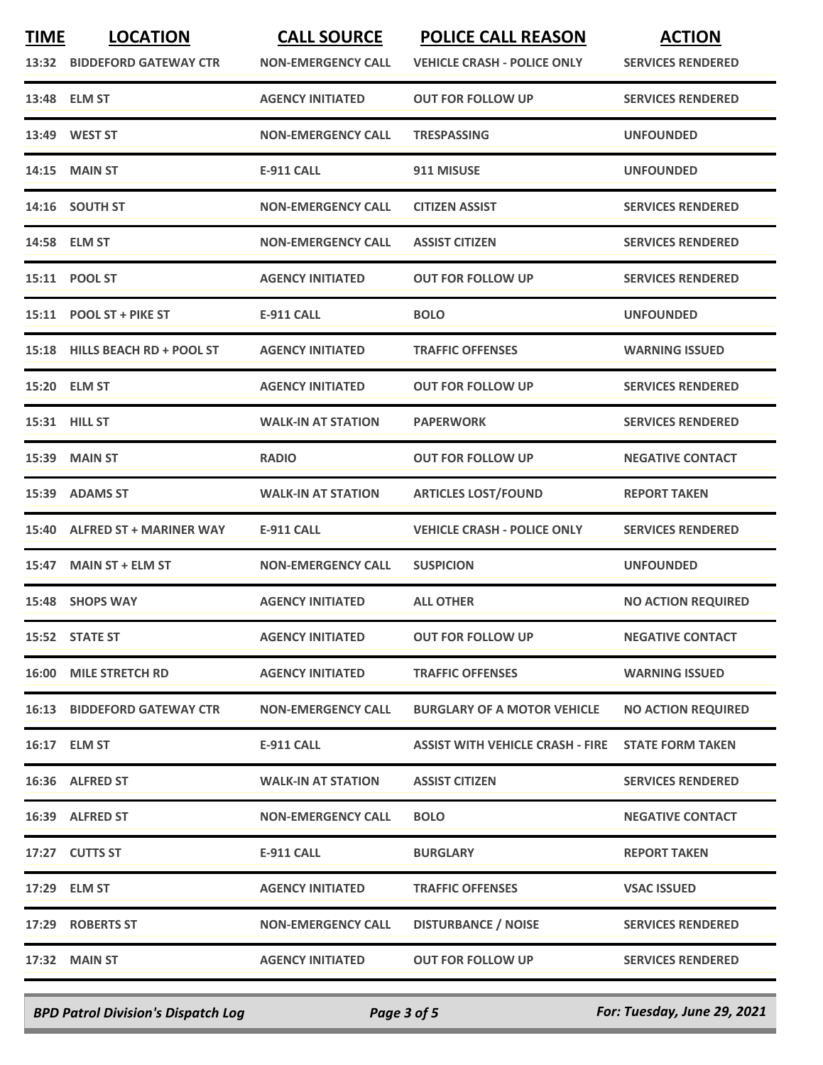| TIME | LOCATION | CALL SOURCE | POLICE CALL REASON | ACTION |
|---|---|---|---|---|
| 13:32 | BIDDEFORD GATEWAY CTR | NON-EMERGENCY CALL | VEHICLE CRASH - POLICE ONLY | SERVICES RENDERED |
| 13:48 | ELM ST | AGENCY INITIATED | OUT FOR FOLLOW UP | SERVICES RENDERED |
| 13:49 | WEST ST | NON-EMERGENCY CALL | TRESPASSING | UNFOUNDED |
| 14:15 | MAIN ST | E-911 CALL | 911 MISUSE | UNFOUNDED |
| 14:16 | SOUTH ST | NON-EMERGENCY CALL | CITIZEN ASSIST | SERVICES RENDERED |
| 14:58 | ELM ST | NON-EMERGENCY CALL | ASSIST CITIZEN | SERVICES RENDERED |
| 15:11 | POOL ST | AGENCY INITIATED | OUT FOR FOLLOW UP | SERVICES RENDERED |
| 15:11 | POOL ST + PIKE ST | E-911 CALL | BOLO | UNFOUNDED |
| 15:18 | HILLS BEACH RD + POOL ST | AGENCY INITIATED | TRAFFIC OFFENSES | WARNING ISSUED |
| 15:20 | ELM ST | AGENCY INITIATED | OUT FOR FOLLOW UP | SERVICES RENDERED |
| 15:31 | HILL ST | WALK-IN AT STATION | PAPERWORK | SERVICES RENDERED |
| 15:39 | MAIN ST | RADIO | OUT FOR FOLLOW UP | NEGATIVE CONTACT |
| 15:39 | ADAMS ST | WALK-IN AT STATION | ARTICLES LOST/FOUND | REPORT TAKEN |
| 15:40 | ALFRED ST + MARINER WAY | E-911 CALL | VEHICLE CRASH - POLICE ONLY | SERVICES RENDERED |
| 15:47 | MAIN ST + ELM ST | NON-EMERGENCY CALL | SUSPICION | UNFOUNDED |
| 15:48 | SHOPS WAY | AGENCY INITIATED | ALL OTHER | NO ACTION REQUIRED |
| 15:52 | STATE ST | AGENCY INITIATED | OUT FOR FOLLOW UP | NEGATIVE CONTACT |
| 16:00 | MILE STRETCH RD | AGENCY INITIATED | TRAFFIC OFFENSES | WARNING ISSUED |
| 16:13 | BIDDEFORD GATEWAY CTR | NON-EMERGENCY CALL | BURGLARY OF A MOTOR VEHICLE | NO ACTION REQUIRED |
| 16:17 | ELM ST | E-911 CALL | ASSIST WITH VEHICLE CRASH - FIRE | STATE FORM TAKEN |
| 16:36 | ALFRED ST | WALK-IN AT STATION | ASSIST CITIZEN | SERVICES RENDERED |
| 16:39 | ALFRED ST | NON-EMERGENCY CALL | BOLO | NEGATIVE CONTACT |
| 17:27 | CUTTS ST | E-911 CALL | BURGLARY | REPORT TAKEN |
| 17:29 | ELM ST | AGENCY INITIATED | TRAFFIC OFFENSES | VSAC ISSUED |
| 17:29 | ROBERTS ST | NON-EMERGENCY CALL | DISTURBANCE / NOISE | SERVICES RENDERED |
| 17:32 | MAIN ST | AGENCY INITIATED | OUT FOR FOLLOW UP | SERVICES RENDERED |

*BPD Patrol Division's Dispatch Log* — *For: Tuesday, June 29, 2021*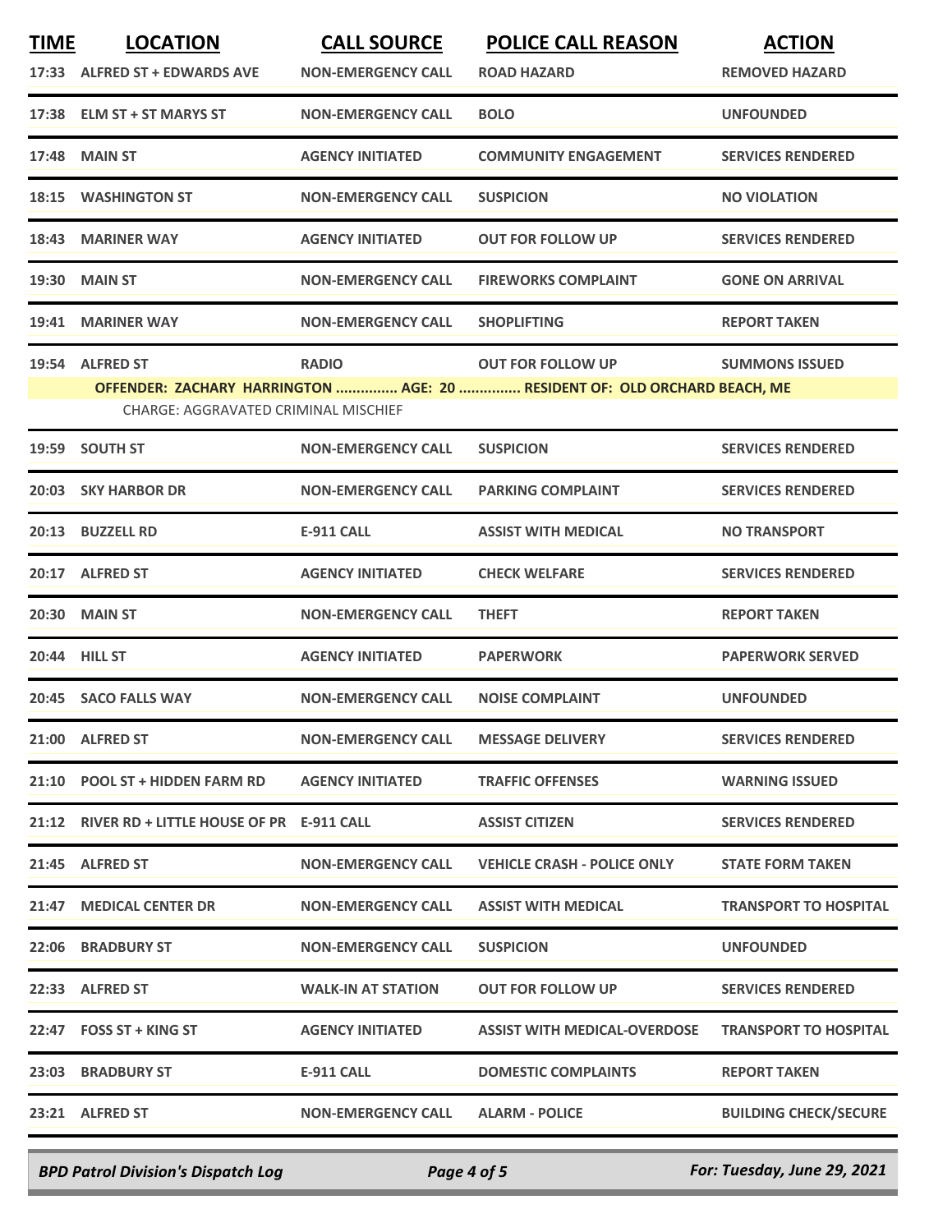| TIME | LOCATION | CALL SOURCE | POLICE CALL REASON | ACTION |
|---|---|---|---|---|
| 17:33 | ALFRED ST + EDWARDS AVE | NON-EMERGENCY CALL | ROAD HAZARD | REMOVED HAZARD |
| 17:38 | ELM ST + ST MARYS ST | NON-EMERGENCY CALL | BOLO | UNFOUNDED |
| 17:48 | MAIN ST | AGENCY INITIATED | COMMUNITY ENGAGEMENT | SERVICES RENDERED |
| 18:15 | WASHINGTON ST | NON-EMERGENCY CALL | SUSPICION | NO VIOLATION |
| 18:43 | MARINER WAY | AGENCY INITIATED | OUT FOR FOLLOW UP | SERVICES RENDERED |
| 19:30 | MAIN ST | NON-EMERGENCY CALL | FIREWORKS COMPLAINT | GONE ON ARRIVAL |
| 19:41 | MARINER WAY | NON-EMERGENCY CALL | SHOPLIFTING | REPORT TAKEN |
| 19:54 | ALFRED ST | RADIO | OUT FOR FOLLOW UP | SUMMONS ISSUED |
| | OFFENDER: ZACHARY HARRINGTON ............... AGE: 20 ............... RESIDENT OF: OLD ORCHARD BEACH, ME<br>CHARGE: AGGRAVATED CRIMINAL MISCHIEF | | | |
| 19:59 | SOUTH ST | NON-EMERGENCY CALL | SUSPICION | SERVICES RENDERED |
| 20:03 | SKY HARBOR DR | NON-EMERGENCY CALL | PARKING COMPLAINT | SERVICES RENDERED |
| 20:13 | BUZZELL RD | E-911 CALL | ASSIST WITH MEDICAL | NO TRANSPORT |
| 20:17 | ALFRED ST | AGENCY INITIATED | CHECK WELFARE | SERVICES RENDERED |
| 20:30 | MAIN ST | NON-EMERGENCY CALL | THEFT | REPORT TAKEN |
| 20:44 | HILL ST | AGENCY INITIATED | PAPERWORK | PAPERWORK SERVED |
| 20:45 | SACO FALLS WAY | NON-EMERGENCY CALL | NOISE COMPLAINT | UNFOUNDED |
| 21:00 | ALFRED ST | NON-EMERGENCY CALL | MESSAGE DELIVERY | SERVICES RENDERED |
| 21:10 | POOL ST + HIDDEN FARM RD | AGENCY INITIATED | TRAFFIC OFFENSES | WARNING ISSUED |
| 21:12 | RIVER RD + LITTLE HOUSE OF PR | E-911 CALL | ASSIST CITIZEN | SERVICES RENDERED |
| 21:45 | ALFRED ST | NON-EMERGENCY CALL | VEHICLE CRASH - POLICE ONLY | STATE FORM TAKEN |
| 21:47 | MEDICAL CENTER DR | NON-EMERGENCY CALL | ASSIST WITH MEDICAL | TRANSPORT TO HOSPITAL |
| 22:06 | BRADBURY ST | NON-EMERGENCY CALL | SUSPICION | UNFOUNDED |
| 22:33 | ALFRED ST | WALK-IN AT STATION | OUT FOR FOLLOW UP | SERVICES RENDERED |
| 22:47 | FOSS ST + KING ST | AGENCY INITIATED | ASSIST WITH MEDICAL-OVERDOSE | TRANSPORT TO HOSPITAL |
| 23:03 | BRADBURY ST | E-911 CALL | DOMESTIC COMPLAINTS | REPORT TAKEN |
| 23:21 | ALFRED ST | NON-EMERGENCY CALL | ALARM - POLICE | BUILDING CHECK/SECURE |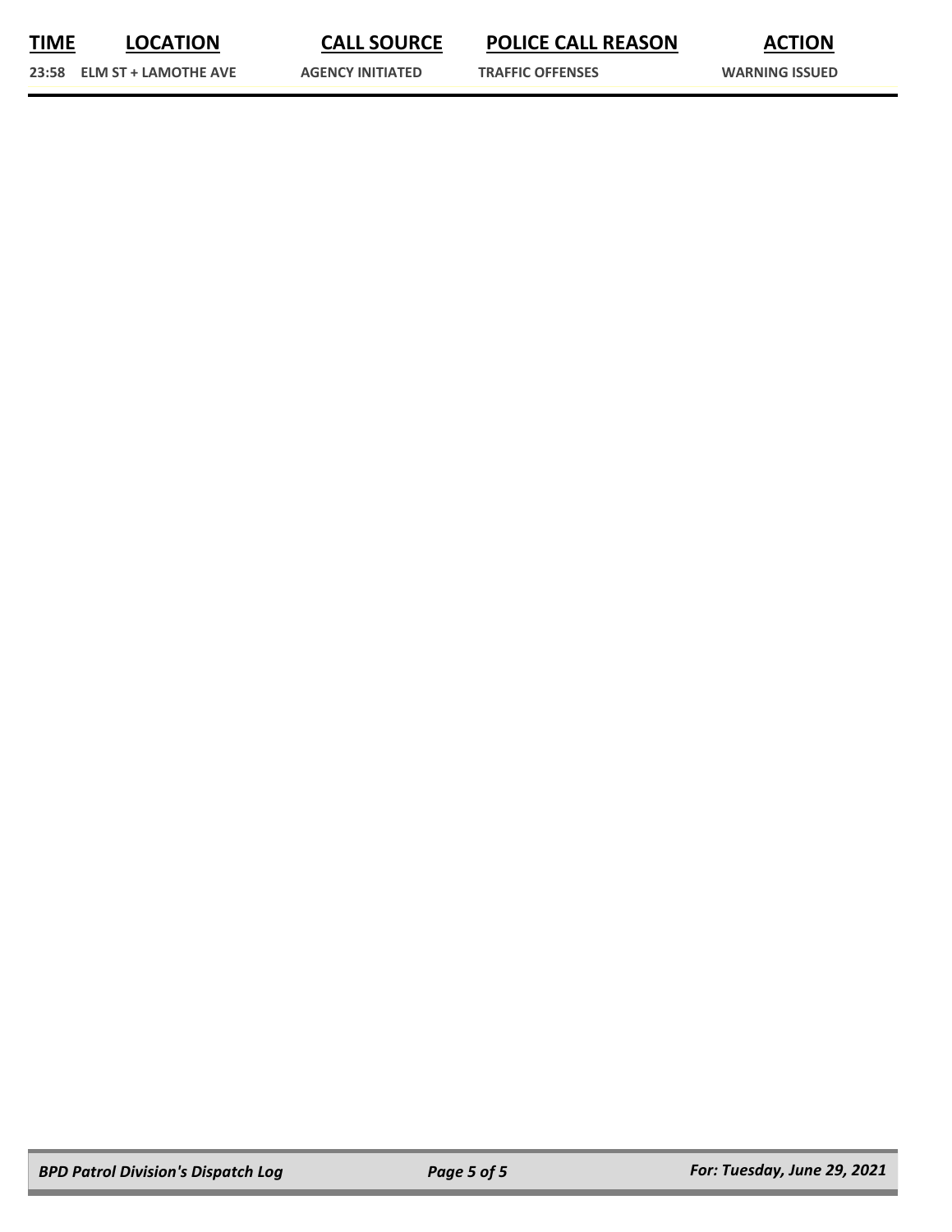| TIME | LOCATION | CALL SOURCE | POLICE CALL REASON | ACTION |
| --- | --- | --- | --- | --- |
| 23:58 | ELM ST + LAMOTHE AVE | AGENCY INITIATED | TRAFFIC OFFENSES | WARNING ISSUED |